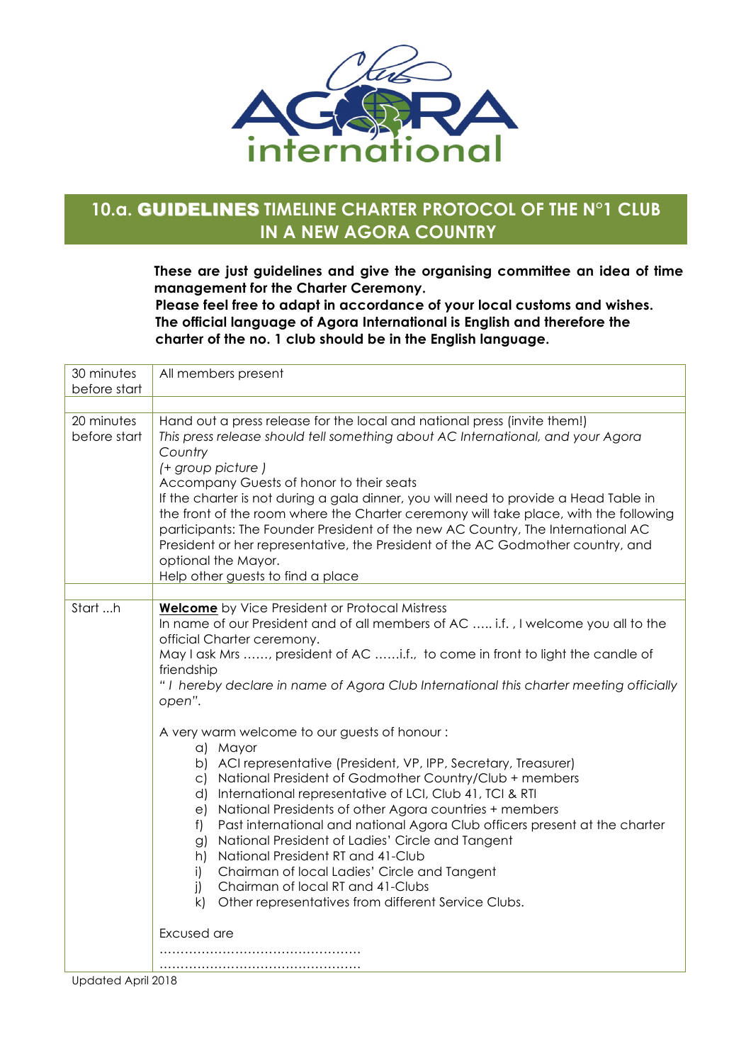## 10.a. GUIDELINES TIMELINE CHARTER PROTOCOL OF THE N°1 CLUB IN A NEW AGORA COUNTRY

**These are just guidelines and give the organising committee an idea of time management for the Charter Ceremony.**
**Please feel free to adapt in accordance of your local customs and wishes.**
**The official language of Agora International is English and therefore the charter of the no. 1 club should be in the English language.**

| | |
|---|---|
| 30 minutes before start | All members present |
| | |
| 20 minutes before start | Hand out a press release for the local and national press (invite them!)<br>*This press release should tell something about AC International, and your Agora Country*<br>*(+ group picture )*<br>Accompany Guests of honor to their seats<br>If the charter is not during a gala dinner, you will need to provide a Head Table in the front of the room where the Charter ceremony will take place, with the following participants: The Founder President of the new AC Country, The International AC President or her representative, the President of the AC Godmother country, and optional the Mayor.<br>Help other guests to find a place |
| | |
| Start ...h | **<u>Welcome</u>** by Vice President or Protocal Mistress<br>In name of our President and of all members of AC ..... i.f. , I welcome you all to the official Charter ceremony.<br>May I ask Mrs ......, president of AC ......i.f., to come in front to light the candle of friendship<br>*" I hereby declare in name of Agora Club International this charter meeting officially open".*<br><br>A very warm welcome to our guests of honour :<br>a) Mayor<br>b) ACI representative (President, VP, IPP, Secretary, Treasurer)<br>c) National President of Godmother Country/Club + members<br>d) International representative of LCI, Club 41, TCI & RTI<br>e) National Presidents of other Agora countries + members<br>f) Past international and national Agora Club officers present at the charter<br>g) National President of Ladies' Circle and Tangent<br>h) National President RT and 41-Club<br>i) Chairman of local Ladies' Circle and Tangent<br>j) Chairman of local RT and 41-Clubs<br>k) Other representatives from different Service Clubs.<br><br>Excused are<br>...............................................<br>............................................... |

Updated April 2018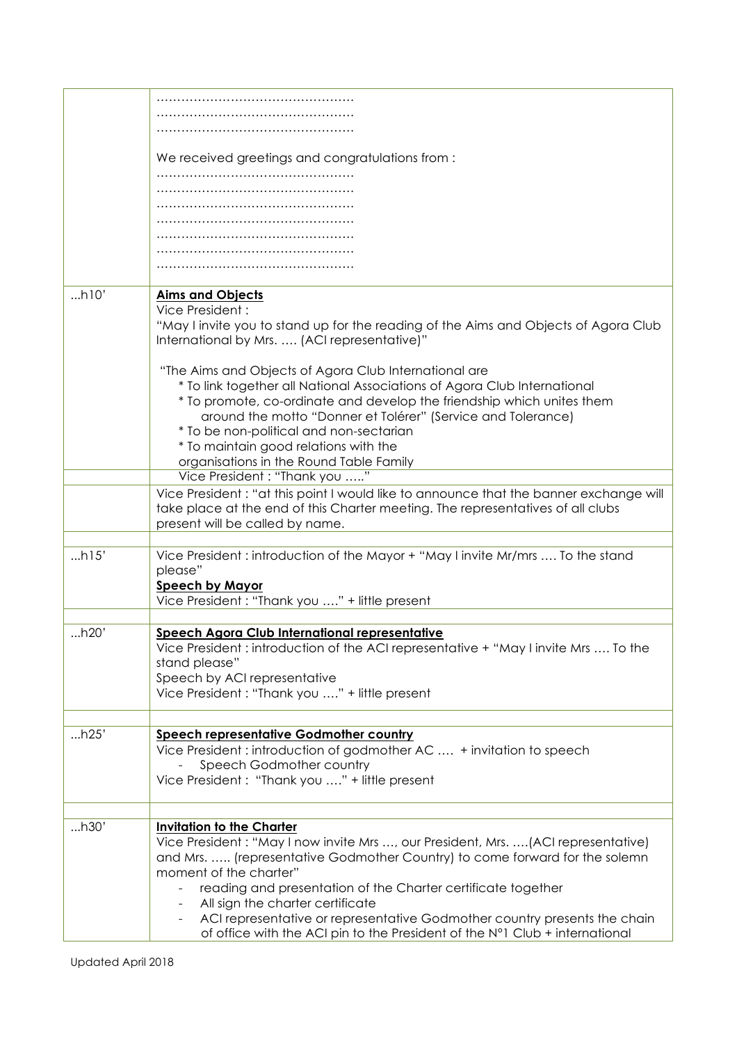| | |
|---|---|
| | ………………………………………… <br> ………………………………………… <br> ………………………………………… <br> <br> We received greetings and congratulations from : <br> ………………………………………… <br> ………………………………………… <br> ………………………………………… <br> ………………………………………… <br> ………………………………………… <br> ………………………………………… <br> ………………………………………… |
| ...h10' | **Aims and Objects** <br> Vice President : <br> "May I invite you to stand up for the reading of the Aims and Objects of Agora Club International by Mrs. …. (ACI representative)" <br> <br> "The Aims and Objects of Agora Club International are <br> * To link together all National Associations of Agora Club International <br> * To promote, co-ordinate and develop the friendship which unites them around the motto "Donner et Tolérer" (Service and Tolerance) <br> * To be non-political and non-sectarian <br> * To maintain good relations with the organisations in the Round Table Family |
| | Vice President : "Thank you ….." |
| | Vice President : "at this point I would like to announce that the banner exchange will take place at the end of this Charter meeting. The representatives of all clubs present will be called by name. |
| | |
| ...h15' | Vice President : introduction of the Mayor + "May I invite Mr/mrs …. To the stand please" <br> **Speech by Mayor** <br> Vice President : "Thank you …." + little present |
| | |
| ...h20' | **Speech Agora Club International representative** <br> Vice President : introduction of the ACI representative + "May I invite Mrs …. To the stand please" <br> Speech by ACI representative <br> Vice President : "Thank you …." + little present |
| | |
| ...h25' | **Speech representative Godmother country** <br> Vice President : introduction of godmother AC …. + invitation to speech <br> - Speech Godmother country <br> Vice President : "Thank you …." + little present |
| | |
| ...h30' | **Invitation to the Charter** <br> Vice President : "May I now invite Mrs …, our President, Mrs. ….(ACI representative) and Mrs. ….. (representative Godmother Country) to come forward for the solemn moment of the charter" <br> - reading and presentation of the Charter certificate together <br> - All sign the charter certificate <br> - ACI representative or representative Godmother country presents the chain of office with the ACI pin to the President of the N°1 Club + international |

Updated April 2018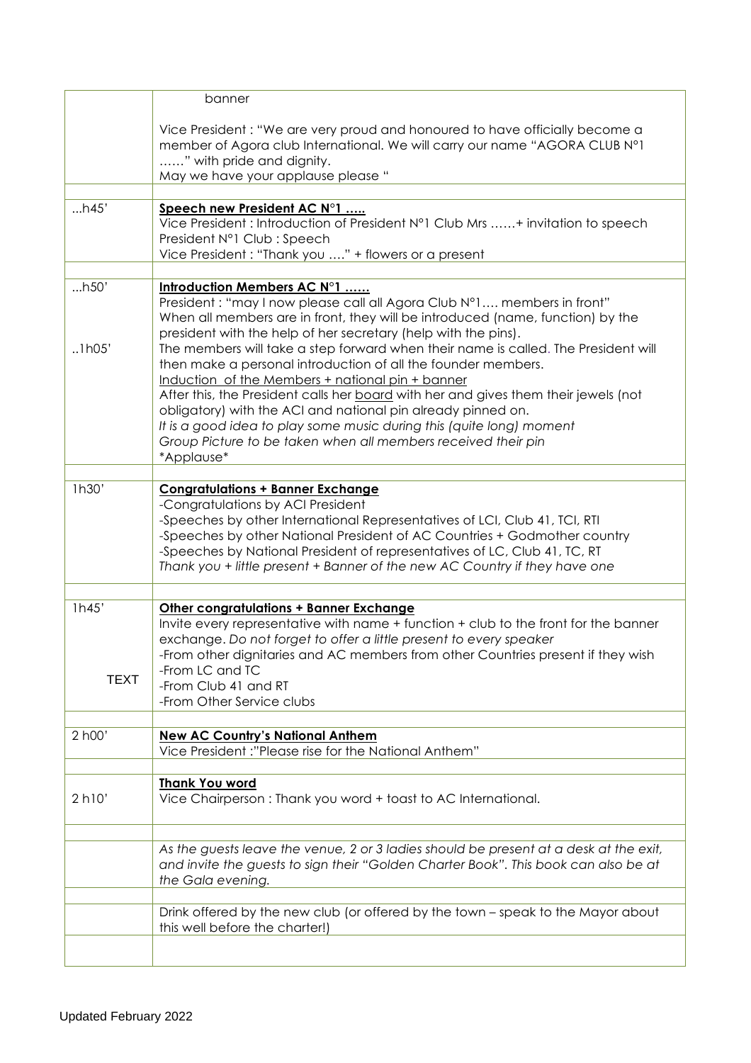| | |
|---|---|
| | banner<br><br>Vice President : "We are very proud and honoured to have officially become a member of Agora club International. We will carry our name "AGORA CLUB N°1 ……" with pride and dignity.<br>May we have your applause please " |
| | |
| …h45' | **<u>Speech new President AC N°1 …..</u>**<br>Vice President : Introduction of President N°1 Club Mrs ……+ invitation to speech<br>President N°1 Club : Speech<br>Vice President : "Thank you …." + flowers or a present |
| | |
| …h50'<br><br><br><br>..1h05' | **<u>Introduction Members AC N°1 ……</u>**<br>President : "may I now please call all Agora Club N°1…. members in front"<br>When all members are in front, they will be introduced (name, function) by the president with the help of her secretary (help with the pins).<br>The members will take a step forward when their name is called. The President will then make a personal introduction of all the founder members.<br><u>Induction of the Members + national pin + banner</u><br>After this, the President calls her <u>board</u> with her and gives them their jewels (not obligatory) with the ACI and national pin already pinned on.<br>*It is a good idea to play some music during this (quite long) moment*<br>*Group Picture to be taken when all members received their pin*<br>\*Applause\* |
| | |
| 1h30' | **<u>Congratulations + Banner Exchange</u>**<br>-Congratulations by ACI President<br>-Speeches by other International Representatives of LCI, Club 41, TCI, RTI<br>-Speeches by other National President of AC Countries + Godmother country<br>-Speeches by National President of representatives of LC, Club 41, TC, RT<br>*Thank you + little present + Banner of the new AC Country if they have one* |
| | |
| 1h45'<br><br><br><br>TEXT | **<u>Other congratulations + Banner Exchange</u>**<br>Invite every representative with name + function + club to the front for the banner exchange. *Do not forget to offer a little present to every speaker*<br>-From other dignitaries and AC members from other Countries present if they wish<br>-From LC and TC<br>-From Club 41 and RT<br>-From Other Service clubs |
| | |
| 2 h00' | **<u>New AC Country's National Anthem</u>**<br>Vice President :"Please rise for the National Anthem" |
| | |
| 2 h10' | **<u>Thank You word</u>**<br>Vice Chairperson : Thank you word + toast to AC International. |
| | |
| | *As the guests leave the venue, 2 or 3 ladies should be present at a desk at the exit, and invite the guests to sign their "Golden Charter Book". This book can also be at the Gala evening.* |
| | |
| | Drink offered by the new club (or offered by the town – speak to the Mayor about this well before the charter!) |
| | |

Updated February 2022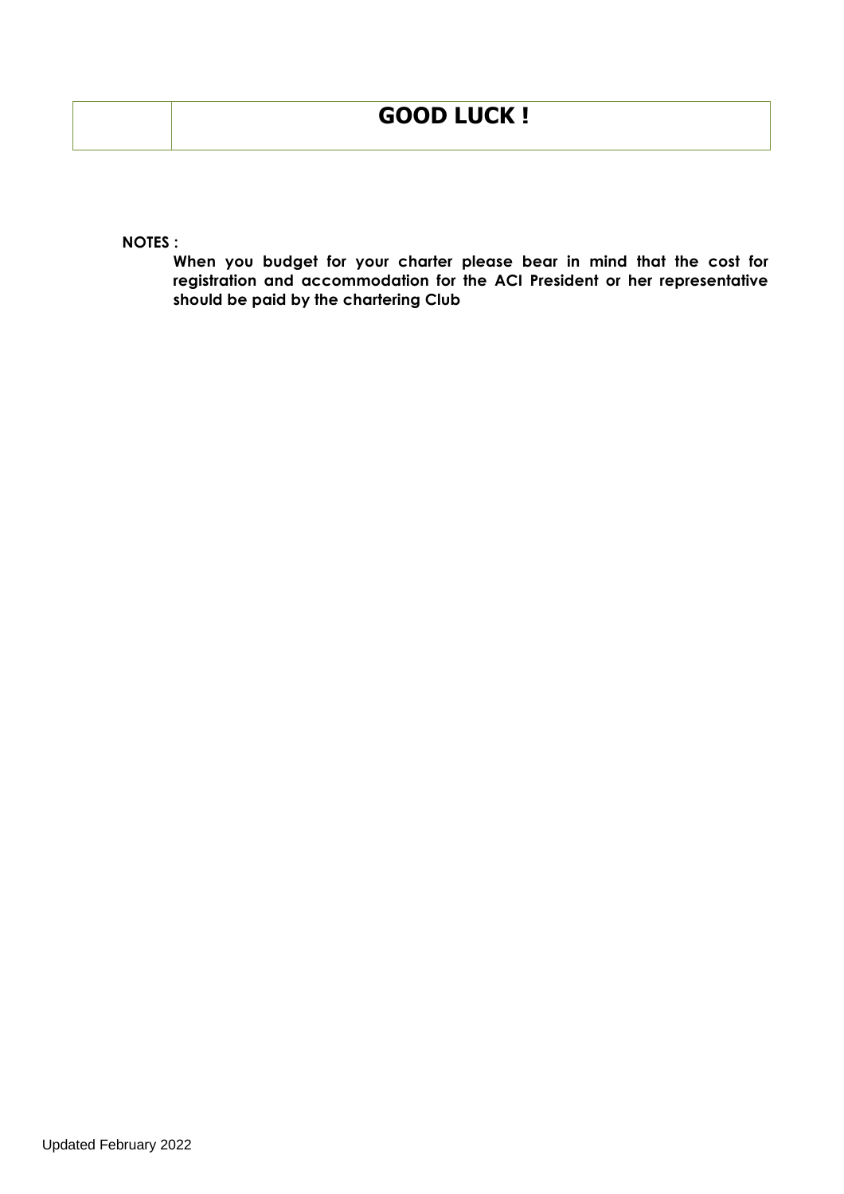| | GOOD LUCK ! |
|---|---|

**NOTES :**

**When you budget for your charter please bear in mind that the cost for registration and accommodation for the ACI President or her representative should be paid by the chartering Club**

Updated February 2022